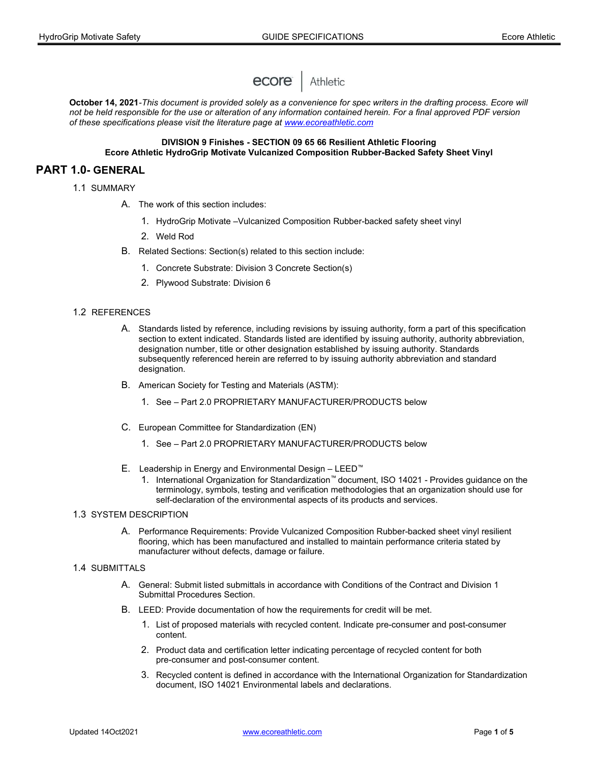ecore | Athletic

**October 14, 2021**-*This document is provided solely as a convenience for spec writers in the drafting process. Ecore will not be held responsible for the use or alteration of any information contained herein. For a final approved PDF version of these specifications please visit the literature page at [www.ecoreathletic.com](http://www.ecoreathletic.com)*

**DIVISION 9 Finishes - SECTION 09 65 66 Resilient Athletic Flooring**
**Ecore Athletic HydroGrip Motivate Vulcanized Composition Rubber-Backed Safety Sheet Vinyl**

# PART 1.0- GENERAL

1.1 SUMMARY

A. The work of this section includes:

1. HydroGrip Motivate –Vulcanized Composition Rubber-backed safety sheet vinyl
2. Weld Rod

B. Related Sections: Section(s) related to this section include:

1. Concrete Substrate: Division 3 Concrete Section(s)
2. Plywood Substrate: Division 6

1.2 REFERENCES

A. Standards listed by reference, including revisions by issuing authority, form a part of this specification section to extent indicated. Standards listed are identified by issuing authority, authority abbreviation, designation number, title or other designation established by issuing authority. Standards subsequently referenced herein are referred to by issuing authority abbreviation and standard designation.

B. American Society for Testing and Materials (ASTM):

1. See – Part 2.0 PROPRIETARY MANUFACTURER/PRODUCTS below

C. European Committee for Standardization (EN)

1. See – Part 2.0 PROPRIETARY MANUFACTURER/PRODUCTS below

E. Leadership in Energy and Environmental Design – LEED™

1. International Organization for Standardization™ document, ISO 14021 - Provides guidance on the terminology, symbols, testing and verification methodologies that an organization should use for self-declaration of the environmental aspects of its products and services.

1.3 SYSTEM DESCRIPTION

A. Performance Requirements: Provide Vulcanized Composition Rubber-backed sheet vinyl resilient flooring, which has been manufactured and installed to maintain performance criteria stated by manufacturer without defects, damage or failure.

1.4 SUBMITTALS

A. General: Submit listed submittals in accordance with Conditions of the Contract and Division 1 Submittal Procedures Section.

B. LEED: Provide documentation of how the requirements for credit will be met.

1. List of proposed materials with recycled content. Indicate pre-consumer and post-consumer content.
2. Product data and certification letter indicating percentage of recycled content for both pre-consumer and post-consumer content.
3. Recycled content is defined in accordance with the International Organization for Standardization document, ISO 14021 Environmental labels and declarations.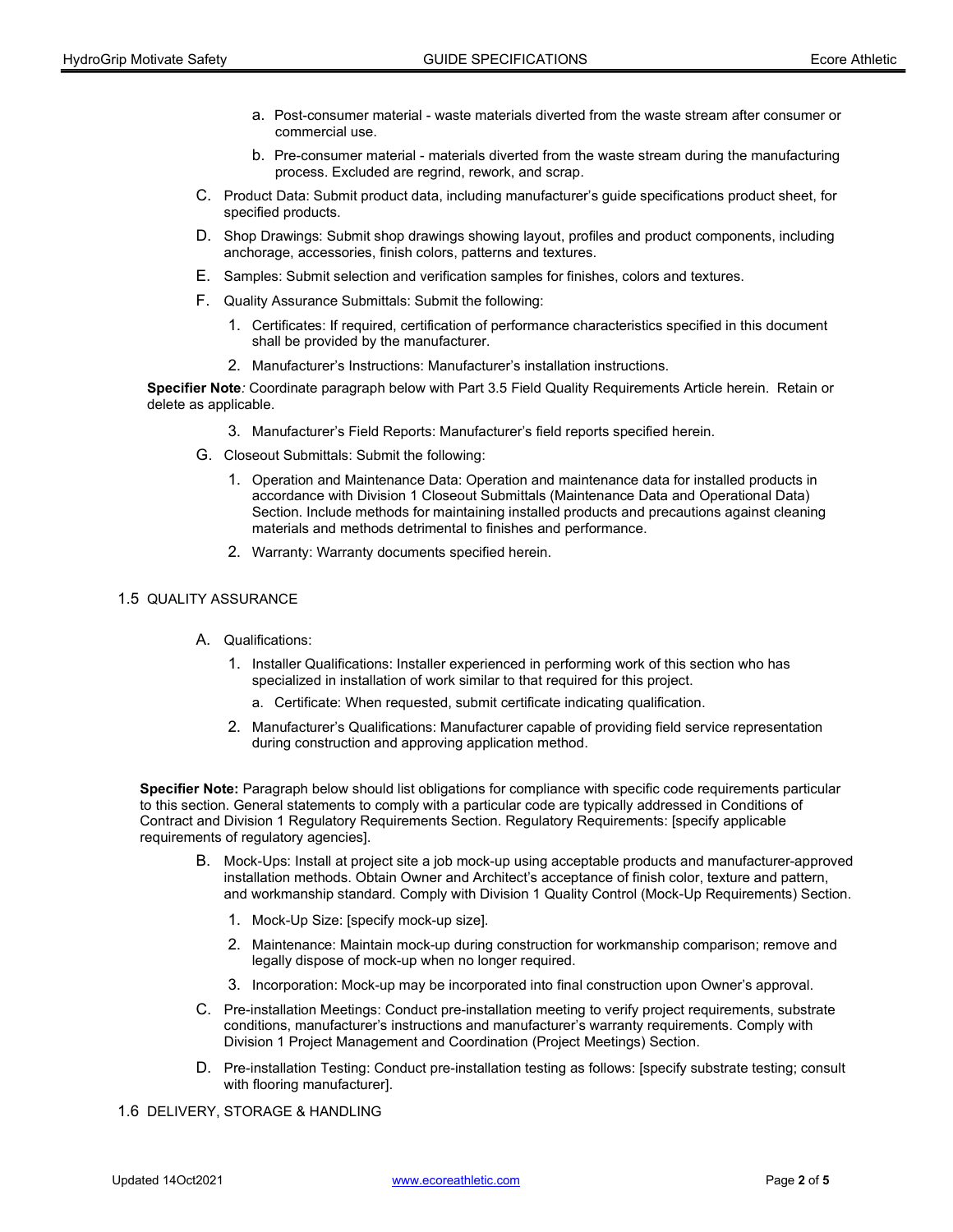a. Post-consumer material - waste materials diverted from the waste stream after consumer or commercial use.

b. Pre-consumer material - materials diverted from the waste stream during the manufacturing process. Excluded are regrind, rework, and scrap.

C. Product Data: Submit product data, including manufacturer's guide specifications product sheet, for specified products.

D. Shop Drawings: Submit shop drawings showing layout, profiles and product components, including anchorage, accessories, finish colors, patterns and textures.

E. Samples: Submit selection and verification samples for finishes, colors and textures.

F. Quality Assurance Submittals: Submit the following:

1. Certificates: If required, certification of performance characteristics specified in this document shall be provided by the manufacturer.

2. Manufacturer's Instructions: Manufacturer's installation instructions.

**Specifier Note***:* Coordinate paragraph below with Part 3.5 Field Quality Requirements Article herein. Retain or delete as applicable.

3. Manufacturer's Field Reports: Manufacturer's field reports specified herein.

G. Closeout Submittals: Submit the following:

1. Operation and Maintenance Data: Operation and maintenance data for installed products in accordance with Division 1 Closeout Submittals (Maintenance Data and Operational Data) Section. Include methods for maintaining installed products and precautions against cleaning materials and methods detrimental to finishes and performance.

2. Warranty: Warranty documents specified herein.

## 1.5 QUALITY ASSURANCE

A. Qualifications:

1. Installer Qualifications: Installer experienced in performing work of this section who has specialized in installation of work similar to that required for this project.

   a. Certificate: When requested, submit certificate indicating qualification.

2. Manufacturer's Qualifications: Manufacturer capable of providing field service representation during construction and approving application method.

**Specifier Note:** Paragraph below should list obligations for compliance with specific code requirements particular to this section. General statements to comply with a particular code are typically addressed in Conditions of Contract and Division 1 Regulatory Requirements Section. Regulatory Requirements: [specify applicable requirements of regulatory agencies].

B. Mock-Ups: Install at project site a job mock-up using acceptable products and manufacturer-approved installation methods. Obtain Owner and Architect's acceptance of finish color, texture and pattern, and workmanship standard. Comply with Division 1 Quality Control (Mock-Up Requirements) Section.

1. Mock-Up Size: [specify mock-up size].

2. Maintenance: Maintain mock-up during construction for workmanship comparison; remove and legally dispose of mock-up when no longer required.

3. Incorporation: Mock-up may be incorporated into final construction upon Owner's approval.

C. Pre-installation Meetings: Conduct pre-installation meeting to verify project requirements, substrate conditions, manufacturer's instructions and manufacturer's warranty requirements. Comply with Division 1 Project Management and Coordination (Project Meetings) Section.

D. Pre-installation Testing: Conduct pre-installation testing as follows: [specify substrate testing; consult with flooring manufacturer].

## 1.6 DELIVERY, STORAGE & HANDLING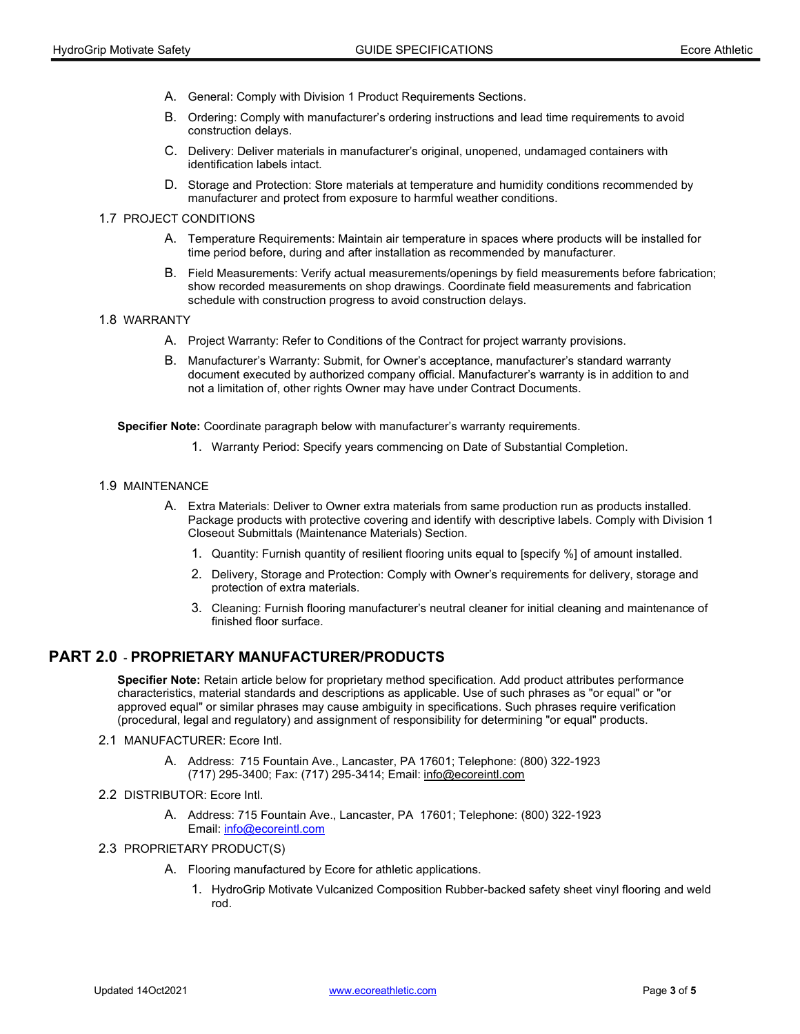A. General: Comply with Division 1 Product Requirements Sections.

B. Ordering: Comply with manufacturer's ordering instructions and lead time requirements to avoid construction delays.

C. Delivery: Deliver materials in manufacturer's original, unopened, undamaged containers with identification labels intact.

D. Storage and Protection: Store materials at temperature and humidity conditions recommended by manufacturer and protect from exposure to harmful weather conditions.

1.7 PROJECT CONDITIONS

A. Temperature Requirements: Maintain air temperature in spaces where products will be installed for time period before, during and after installation as recommended by manufacturer.

B. Field Measurements: Verify actual measurements/openings by field measurements before fabrication; show recorded measurements on shop drawings. Coordinate field measurements and fabrication schedule with construction progress to avoid construction delays.

1.8 WARRANTY

A. Project Warranty: Refer to Conditions of the Contract for project warranty provisions.

B. Manufacturer's Warranty: Submit, for Owner's acceptance, manufacturer's standard warranty document executed by authorized company official. Manufacturer's warranty is in addition to and not a limitation of, other rights Owner may have under Contract Documents.

**Specifier Note:** Coordinate paragraph below with manufacturer's warranty requirements.

1. Warranty Period: Specify years commencing on Date of Substantial Completion.

1.9 MAINTENANCE

A. Extra Materials: Deliver to Owner extra materials from same production run as products installed. Package products with protective covering and identify with descriptive labels. Comply with Division 1 Closeout Submittals (Maintenance Materials) Section.

1. Quantity: Furnish quantity of resilient flooring units equal to [specify %] of amount installed.
2. Delivery, Storage and Protection: Comply with Owner's requirements for delivery, storage and protection of extra materials.
3. Cleaning: Furnish flooring manufacturer's neutral cleaner for initial cleaning and maintenance of finished floor surface.

## PART 2.0 - PROPRIETARY MANUFACTURER/PRODUCTS

**Specifier Note:** Retain article below for proprietary method specification. Add product attributes performance characteristics, material standards and descriptions as applicable. Use of such phrases as "or equal" or "or approved equal" or similar phrases may cause ambiguity in specifications. Such phrases require verification (procedural, legal and regulatory) and assignment of responsibility for determining "or equal" products.

2.1 MANUFACTURER: Ecore Intl.

A. Address: 715 Fountain Ave., Lancaster, PA 17601; Telephone: (800) 322-1923 (717) 295-3400; Fax: (717) 295-3414; Email: info@ecoreintl.com

2.2 DISTRIBUTOR: Ecore Intl.

A. Address: 715 Fountain Ave., Lancaster, PA 17601; Telephone: (800) 322-1923 Email: info@ecoreintl.com

2.3 PROPRIETARY PRODUCT(S)

A. Flooring manufactured by Ecore for athletic applications.

1. HydroGrip Motivate Vulcanized Composition Rubber-backed safety sheet vinyl flooring and weld rod.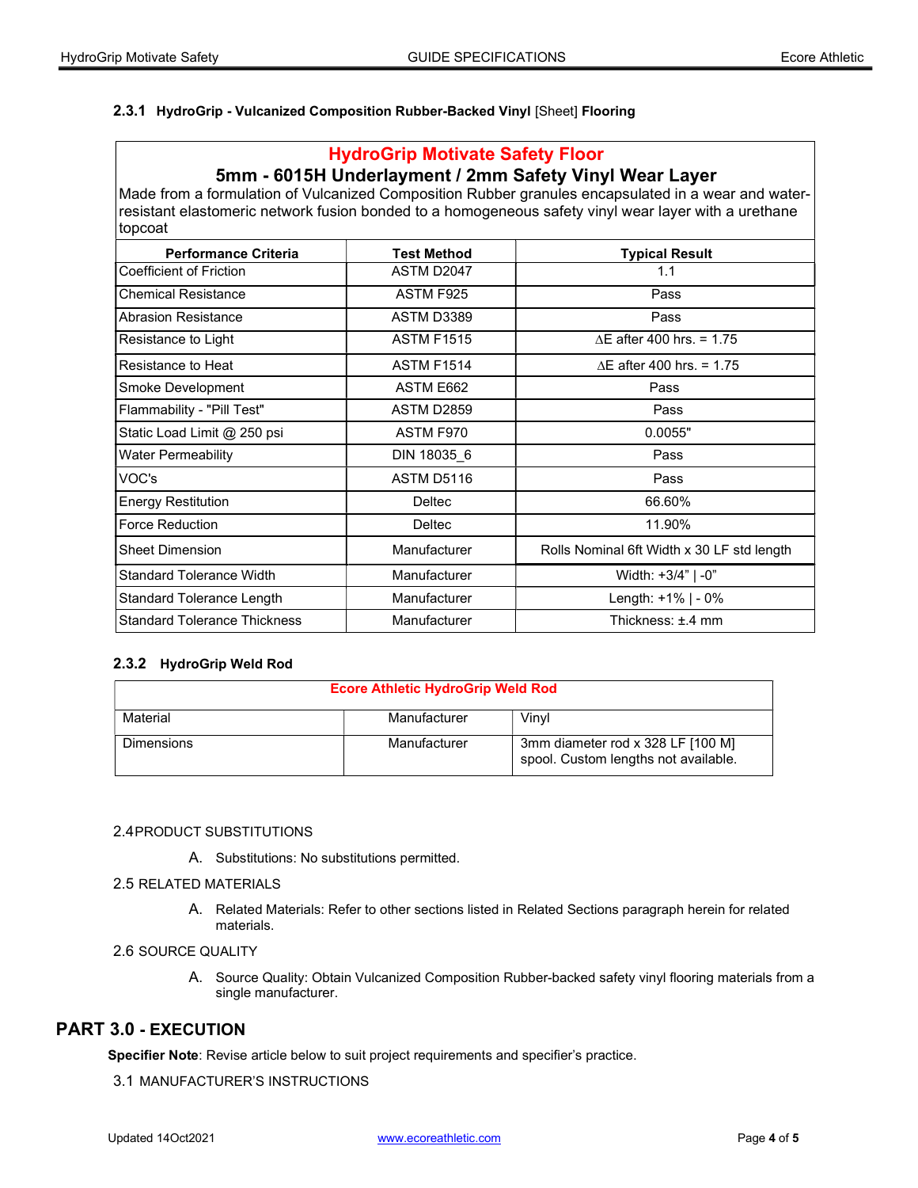#### 2.3.1 **HydroGrip - Vulcanized Composition Rubber-Backed Vinyl** [Sheet] **Flooring**

| **HydroGrip Motivate Safety Floor**<br>**5mm - 6015H Underlayment / 2mm Safety Vinyl Wear Layer**<br>Made from a formulation of Vulcanized Composition Rubber granules encapsulated in a wear and water-resistant elastomeric network fusion bonded to a homogeneous safety vinyl wear layer with a urethane topcoat | | |
|---|---|---|
| **Performance Criteria** | **Test Method** | **Typical Result** |
| Coefficient of Friction | ASTM D2047 | 1.1 |
| Chemical Resistance | ASTM F925 | Pass |
| Abrasion Resistance | ASTM D3389 | Pass |
| Resistance to Light | ASTM F1515 | ∆E after 400 hrs. = 1.75 |
| Resistance to Heat | ASTM F1514 | ∆E after 400 hrs. = 1.75 |
| Smoke Development | ASTM E662 | Pass |
| Flammability - "Pill Test" | ASTM D2859 | Pass |
| Static Load Limit @ 250 psi | ASTM F970 | 0.0055" |
| Water Permeability | DIN 18035_6 | Pass |
| VOC's | ASTM D5116 | Pass |
| Energy Restitution | Deltec | 66.60% |
| Force Reduction | Deltec | 11.90% |
| Sheet Dimension | Manufacturer | Rolls Nominal 6ft Width x 30 LF std length |
| Standard Tolerance Width | Manufacturer | Width: +3/4" \| -0" |
| Standard Tolerance Length | Manufacturer | Length: +1% \| - 0% |
| Standard Tolerance Thickness | Manufacturer | Thickness: ±.4 mm |

#### 2.3.2 **HydroGrip Weld Rod**

| **Ecore Athletic HydroGrip Weld Rod** | | |
|---|---|---|
| Material | Manufacturer | Vinyl |
| Dimensions | Manufacturer | 3mm diameter rod x 328 LF [100 M] spool. Custom lengths not available. |

### 2.4 PRODUCT SUBSTITUTIONS

A. Substitutions: No substitutions permitted.

### 2.5 RELATED MATERIALS

A. Related Materials: Refer to other sections listed in Related Sections paragraph herein for related materials.

### 2.6 SOURCE QUALITY

A. Source Quality: Obtain Vulcanized Composition Rubber-backed safety vinyl flooring materials from a single manufacturer.

## PART 3.0 - EXECUTION

**Specifier Note**: Revise article below to suit project requirements and specifier's practice.

### 3.1 MANUFACTURER'S INSTRUCTIONS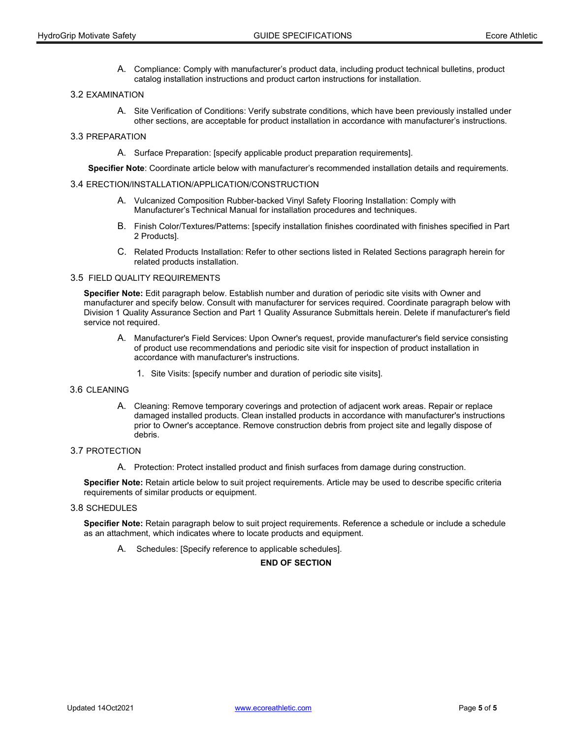A. Compliance: Comply with manufacturer's product data, including product technical bulletins, product catalog installation instructions and product carton instructions for installation.

### 3.2 EXAMINATION

A. Site Verification of Conditions: Verify substrate conditions, which have been previously installed under other sections, are acceptable for product installation in accordance with manufacturer's instructions.

### 3.3 PREPARATION

A. Surface Preparation: [specify applicable product preparation requirements].

**Specifier Note**: Coordinate article below with manufacturer's recommended installation details and requirements.

### 3.4 ERECTION/INSTALLATION/APPLICATION/CONSTRUCTION

A. Vulcanized Composition Rubber-backed Vinyl Safety Flooring Installation: Comply with Manufacturer's Technical Manual for installation procedures and techniques.

B. Finish Color/Textures/Patterns: [specify installation finishes coordinated with finishes specified in Part 2 Products].

C. Related Products Installation: Refer to other sections listed in Related Sections paragraph herein for related products installation.

### 3.5 FIELD QUALITY REQUIREMENTS

**Specifier Note:** Edit paragraph below. Establish number and duration of periodic site visits with Owner and manufacturer and specify below. Consult with manufacturer for services required. Coordinate paragraph below with Division 1 Quality Assurance Section and Part 1 Quality Assurance Submittals herein. Delete if manufacturer's field service not required.

A. Manufacturer's Field Services: Upon Owner's request, provide manufacturer's field service consisting of product use recommendations and periodic site visit for inspection of product installation in accordance with manufacturer's instructions.

1. Site Visits: [specify number and duration of periodic site visits].

### 3.6 CLEANING

A. Cleaning: Remove temporary coverings and protection of adjacent work areas. Repair or replace damaged installed products. Clean installed products in accordance with manufacturer's instructions prior to Owner's acceptance. Remove construction debris from project site and legally dispose of debris.

### 3.7 PROTECTION

A. Protection: Protect installed product and finish surfaces from damage during construction.

**Specifier Note:** Retain article below to suit project requirements. Article may be used to describe specific criteria requirements of similar products or equipment.

### 3.8 SCHEDULES

**Specifier Note:** Retain paragraph below to suit project requirements. Reference a schedule or include a schedule as an attachment, which indicates where to locate products and equipment.

A. Schedules: [Specify reference to applicable schedules].

**END OF SECTION**